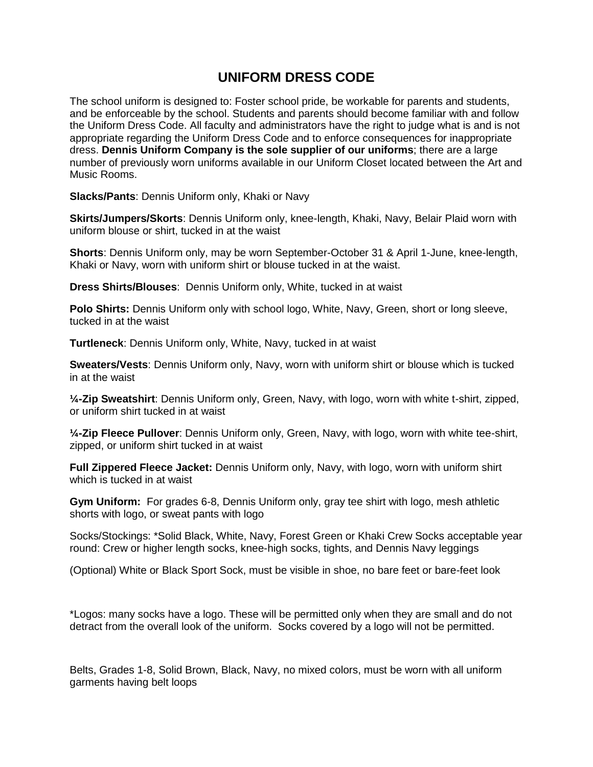# UNIFORM DRESS CODE

The school uniform is designed to: Foster school pride, be workable for parents and students, and be enforceable by the school. Students and parents should become familiar with and follow the Uniform Dress Code. All faculty and administrators have the right to judge what is and is not appropriate regarding the Uniform Dress Code and to enforce consequences for inappropriate dress. **Dennis Uniform Company is the sole supplier of our uniforms**; there are a large number of previously worn uniforms available in our Uniform Closet located between the Art and Music Rooms.

**Slacks/Pants**: Dennis Uniform only, Khaki or Navy

**Skirts/Jumpers/Skorts**: Dennis Uniform only, knee-length, Khaki, Navy, Belair Plaid worn with uniform blouse or shirt, tucked in at the waist

**Shorts**: Dennis Uniform only, may be worn September-October 31 & April 1-June, knee-length, Khaki or Navy, worn with uniform shirt or blouse tucked in at the waist.

**Dress Shirts/Blouses**: Dennis Uniform only, White, tucked in at waist

**Polo Shirts:** Dennis Uniform only with school logo, White, Navy, Green, short or long sleeve, tucked in at the waist

**Turtleneck**: Dennis Uniform only, White, Navy, tucked in at waist

**Sweaters/Vests**: Dennis Uniform only, Navy, worn with uniform shirt or blouse which is tucked in at the waist

**¼-Zip Sweatshirt**: Dennis Uniform only, Green, Navy, with logo, worn with white t-shirt, zipped, or uniform shirt tucked in at waist

**¼-Zip Fleece Pullover**: Dennis Uniform only, Green, Navy, with logo, worn with white tee-shirt, zipped, or uniform shirt tucked in at waist

**Full Zippered Fleece Jacket:** Dennis Uniform only, Navy, with logo, worn with uniform shirt which is tucked in at waist

**Gym Uniform:** For grades 6-8, Dennis Uniform only, gray tee shirt with logo, mesh athletic shorts with logo, or sweat pants with logo

Socks/Stockings: *Solid Black, White, Navy, Forest Green or Khaki Crew Socks acceptable year round: Crew or higher length socks, knee-high socks, tights, and Dennis Navy leggings

(Optional) White or Black Sport Sock, must be visible in shoe, no bare feet or bare-feet look

*Logos: many socks have a logo. These will be permitted only when they are small and do not detract from the overall look of the uniform. Socks covered by a logo will not be permitted.

Belts, Grades 1-8, Solid Brown, Black, Navy, no mixed colors, must be worn with all uniform garments having belt loops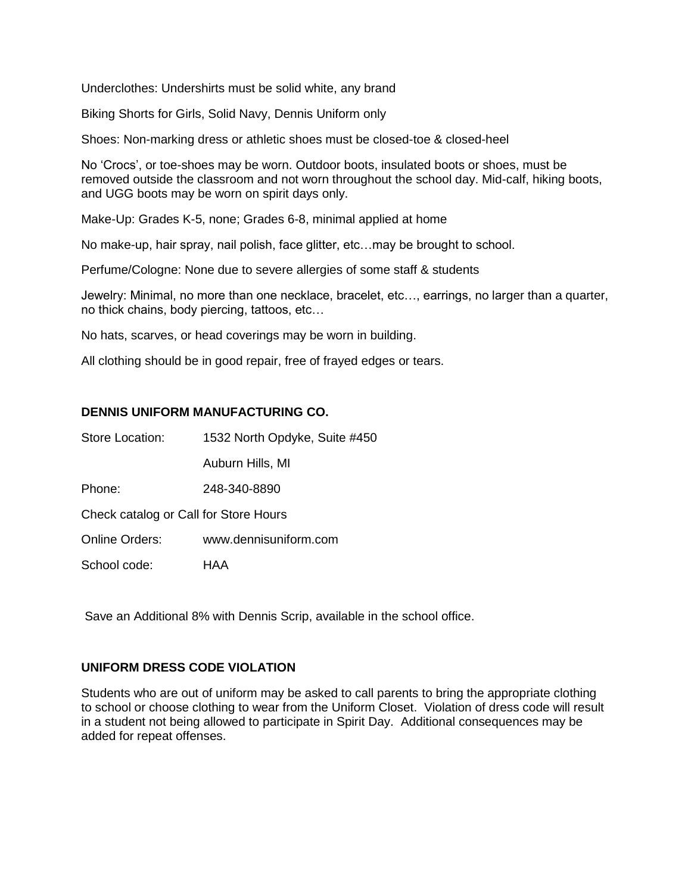Underclothes: Undershirts must be solid white, any brand

Biking Shorts for Girls, Solid Navy, Dennis Uniform only

Shoes: Non-marking dress or athletic shoes must be closed-toe & closed-heel

No ‘Crocs’, or toe-shoes may be worn. Outdoor boots, insulated boots or shoes, must be removed outside the classroom and not worn throughout the school day. Mid-calf, hiking boots, and UGG boots may be worn on spirit days only.

Make-Up: Grades K-5, none; Grades 6-8, minimal applied at home

No make-up, hair spray, nail polish, face glitter, etc…may be brought to school.

Perfume/Cologne: None due to severe allergies of some staff & students

Jewelry: Minimal, no more than one necklace, bracelet, etc…, earrings, no larger than a quarter, no thick chains, body piercing, tattoos, etc…

No hats, scarves, or head coverings may be worn in building.

All clothing should be in good repair, free of frayed edges or tears.

**DENNIS UNIFORM MANUFACTURING CO.**

Store Location: 1532 North Opdyke, Suite #450

Auburn Hills, MI

Phone: 248-340-8890

Check catalog or Call for Store Hours

Online Orders: www.dennisuniform.com

School code: HAA

Save an Additional 8% with Dennis Scrip, available in the school office.

**UNIFORM DRESS CODE VIOLATION**

Students who are out of uniform may be asked to call parents to bring the appropriate clothing to school or choose clothing to wear from the Uniform Closet. Violation of dress code will result in a student not being allowed to participate in Spirit Day. Additional consequences may be added for repeat offenses.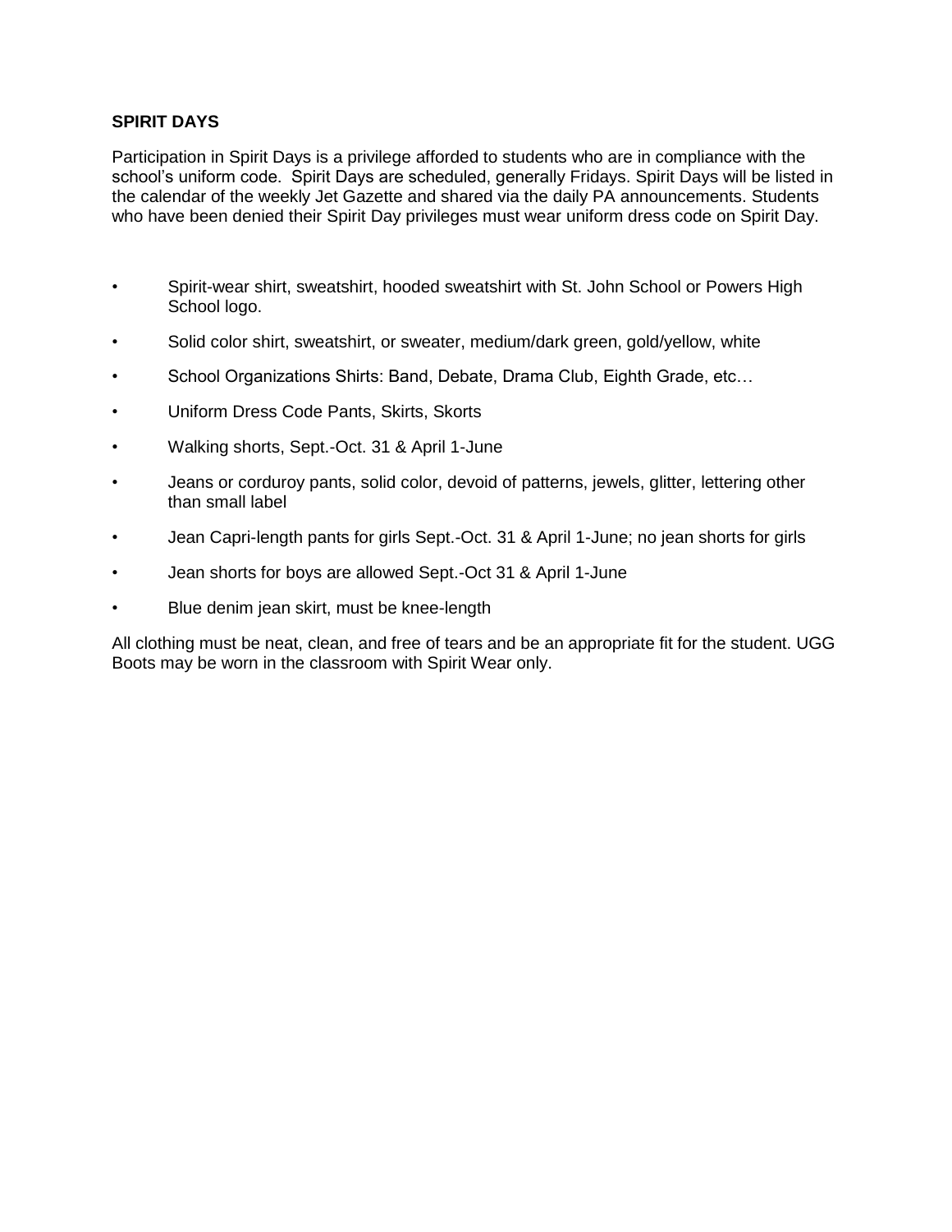### SPIRIT DAYS

Participation in Spirit Days is a privilege afforded to students who are in compliance with the school's uniform code. Spirit Days are scheduled, generally Fridays. Spirit Days will be listed in the calendar of the weekly Jet Gazette and shared via the daily PA announcements. Students who have been denied their Spirit Day privileges must wear uniform dress code on Spirit Day.

- Spirit-wear shirt, sweatshirt, hooded sweatshirt with St. John School or Powers High School logo.
- Solid color shirt, sweatshirt, or sweater, medium/dark green, gold/yellow, white
- School Organizations Shirts: Band, Debate, Drama Club, Eighth Grade, etc…
- Uniform Dress Code Pants, Skirts, Skorts
- Walking shorts, Sept.-Oct. 31 & April 1-June
- Jeans or corduroy pants, solid color, devoid of patterns, jewels, glitter, lettering other than small label
- Jean Capri-length pants for girls Sept.-Oct. 31 & April 1-June; no jean shorts for girls
- Jean shorts for boys are allowed Sept.-Oct 31 & April 1-June
- Blue denim jean skirt, must be knee-length

All clothing must be neat, clean, and free of tears and be an appropriate fit for the student. UGG Boots may be worn in the classroom with Spirit Wear only.